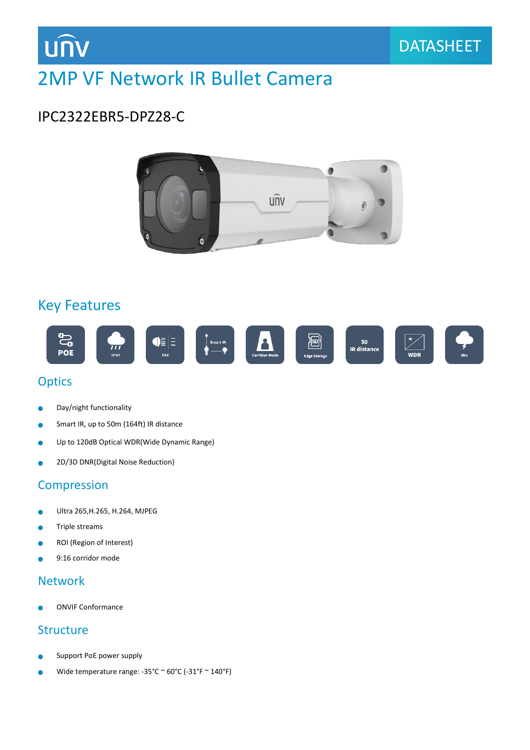UNV

DATASHEET

# 2MP VF Network IR Bullet Camera

## IPC2322EBR5-DPZ28-C

## Key Features

POE | IP67 | HLC | Smart IR | Corridor Mode | Edge Storage | 50 IR distance | WDR | 6kv

### Optics

- Day/night functionality
- Smart IR, up to 50m (164ft) IR distance
- Up to 120dB Optical WDR(Wide Dynamic Range)
- 2D/3D DNR(Digital Noise Reduction)

### Compression

- Ultra 265,H.265, H.264, MJPEG
- Triple streams
- ROI (Region of Interest)
- 9:16 corridor mode

### Network

- ONVIF Conformance

### Structure

- Support PoE power supply
- Wide temperature range: -35°C ~ 60°C (-31°F ~ 140°F)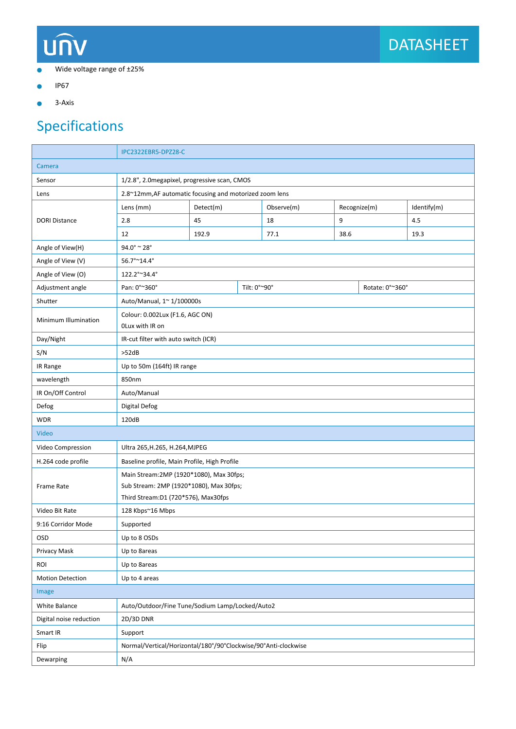- Wide voltage range of ±25%
- IP67
- 3-Axis

# Specifications

| | IPC2322EBR5-DPZ28-C | | | | |
|---|---|---|---|---|---|
| Camera | | | | | |
| Sensor | 1/2.8", 2.0megapixel, progressive scan, CMOS | | | | |
| Lens | 2.8~12mm,AF automatic focusing and motorized zoom lens | | | | |
| DORI Distance | Lens (mm) | Detect(m) | Observe(m) | Recognize(m) | Identify(m) |
| | 2.8 | 45 | 18 | 9 | 4.5 |
| | 12 | 192.9 | 77.1 | 38.6 | 19.3 |
| Angle of View(H) | 94.0° ~ 28° | | | | |
| Angle of View (V) | 56.7°~14.4° | | | | |
| Angle of View (O) | 122.2°~34.4° | | | | |
| Adjustment angle | Pan: 0°~360° | Tilt: 0°~90° | Rotate: 0°~360° | | |
| Shutter | Auto/Manual, 1~ 1/100000s | | | | |
| Minimum Illumination | Colour: 0.002Lux (F1.6, AGC ON)<br>0Lux with IR on | | | | |
| Day/Night | IR-cut filter with auto switch (ICR) | | | | |
| S/N | >52dB | | | | |
| IR Range | Up to 50m (164ft) IR range | | | | |
| wavelength | 850nm | | | | |
| IR On/Off Control | Auto/Manual | | | | |
| Defog | Digital Defog | | | | |
| WDR | 120dB | | | | |
| Video | | | | | |
| Video Compression | Ultra 265,H.265, H.264,MJPEG | | | | |
| H.264 code profile | Baseline profile, Main Profile, High Profile | | | | |
| Frame Rate | Main Stream:2MP (1920*1080), Max 30fps;<br>Sub Stream: 2MP (1920*1080), Max 30fps;<br>Third Stream:D1 (720*576), Max30fps | | | | |
| Video Bit Rate | 128 Kbps~16 Mbps | | | | |
| 9:16 Corridor Mode | Supported | | | | |
| OSD | Up to 8 OSDs | | | | |
| Privacy Mask | Up to 8areas | | | | |
| ROI | Up to 8areas | | | | |
| Motion Detection | Up to 4 areas | | | | |
| Image | | | | | |
| White Balance | Auto/Outdoor/Fine Tune/Sodium Lamp/Locked/Auto2 | | | | |
| Digital noise reduction | 2D/3D DNR | | | | |
| Smart IR | Support | | | | |
| Flip | Normal/Vertical/Horizontal/180°/90°Clockwise/90°Anti-clockwise | | | | |
| Dewarping | N/A | | | | |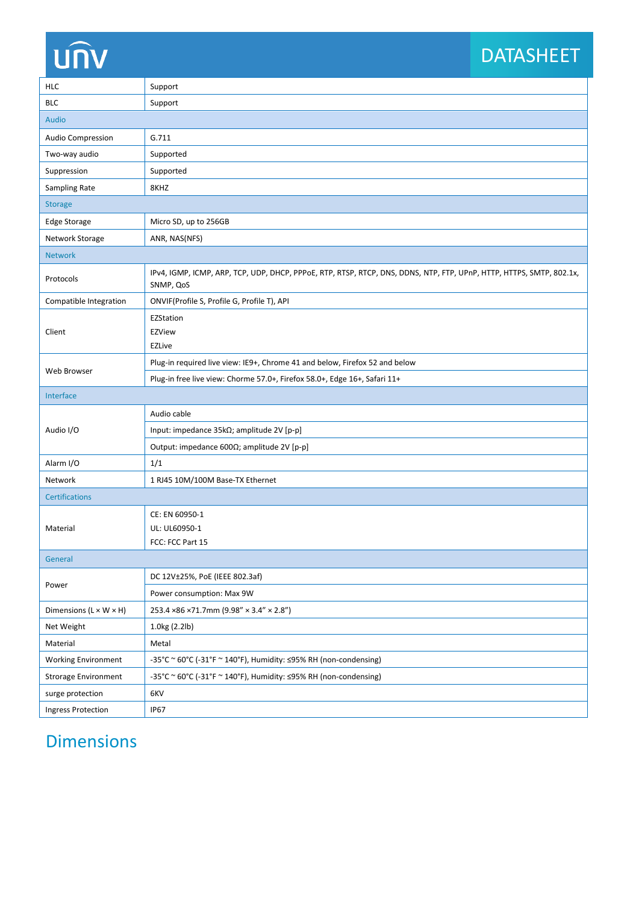| | |
|---|---|
| HLC | Support |
| BLC | Support |
| **Audio** | |
| Audio Compression | G.711 |
| Two-way audio | Supported |
| Suppression | Supported |
| Sampling Rate | 8KHZ |
| **Storage** | |
| Edge Storage | Micro SD, up to 256GB |
| Network Storage | ANR, NAS(NFS) |
| **Network** | |
| Protocols | IPv4, IGMP, ICMP, ARP, TCP, UDP, DHCP, PPPoE, RTP, RTSP, RTCP, DNS, DDNS, NTP, FTP, UPnP, HTTP, HTTPS, SMTP, 802.1x, SNMP, QoS |
| Compatible Integration | ONVIF(Profile S, Profile G, Profile T), API |
| Client | EZStation<br>EZView<br>EZLive |
| Web Browser | Plug-in required live view: IE9+, Chrome 41 and below, Firefox 52 and below |
| | Plug-in free live view: Chorme 57.0+, Firefox 58.0+, Edge 16+, Safari 11+ |
| **Interface** | |
| Audio I/O | Audio cable |
| | Input: impedance 35kΩ; amplitude 2V [p-p] |
| | Output: impedance 600Ω; amplitude 2V [p-p] |
| Alarm I/O | 1/1 |
| Network | 1 RJ45 10M/100M Base-TX Ethernet |
| **Certifications** | |
| Material | CE: EN 60950-1<br>UL: UL60950-1<br>FCC: FCC Part 15 |
| **General** | |
| Power | DC 12V±25%, PoE (IEEE 802.3af) |
| | Power consumption: Max 9W |
| Dimensions (L × W × H) | 253.4 ×86 ×71.7mm (9.98” × 3.4” × 2.8”) |
| Net Weight | 1.0kg (2.2lb) |
| Material | Metal |
| Working Environment | -35°C ~ 60°C (-31°F ~ 140°F), Humidity: ≤95% RH (non-condensing) |
| Strorage Environment | -35°C ~ 60°C (-31°F ~ 140°F), Humidity: ≤95% RH (non-condensing) |
| surge protection | 6KV |
| Ingress Protection | IP67 |

## Dimensions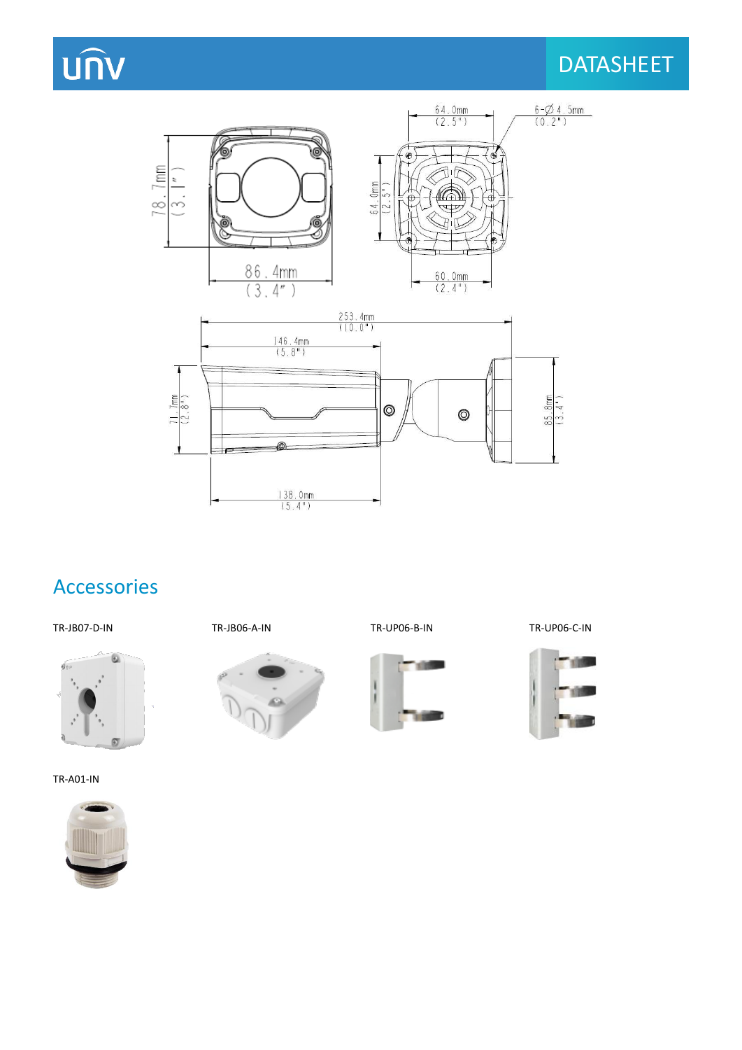## Accessories

TR-JB07-D-IN

TR-JB06-A-IN

TR-UP06-B-IN

TR-UP06-C-IN

TR-A01-IN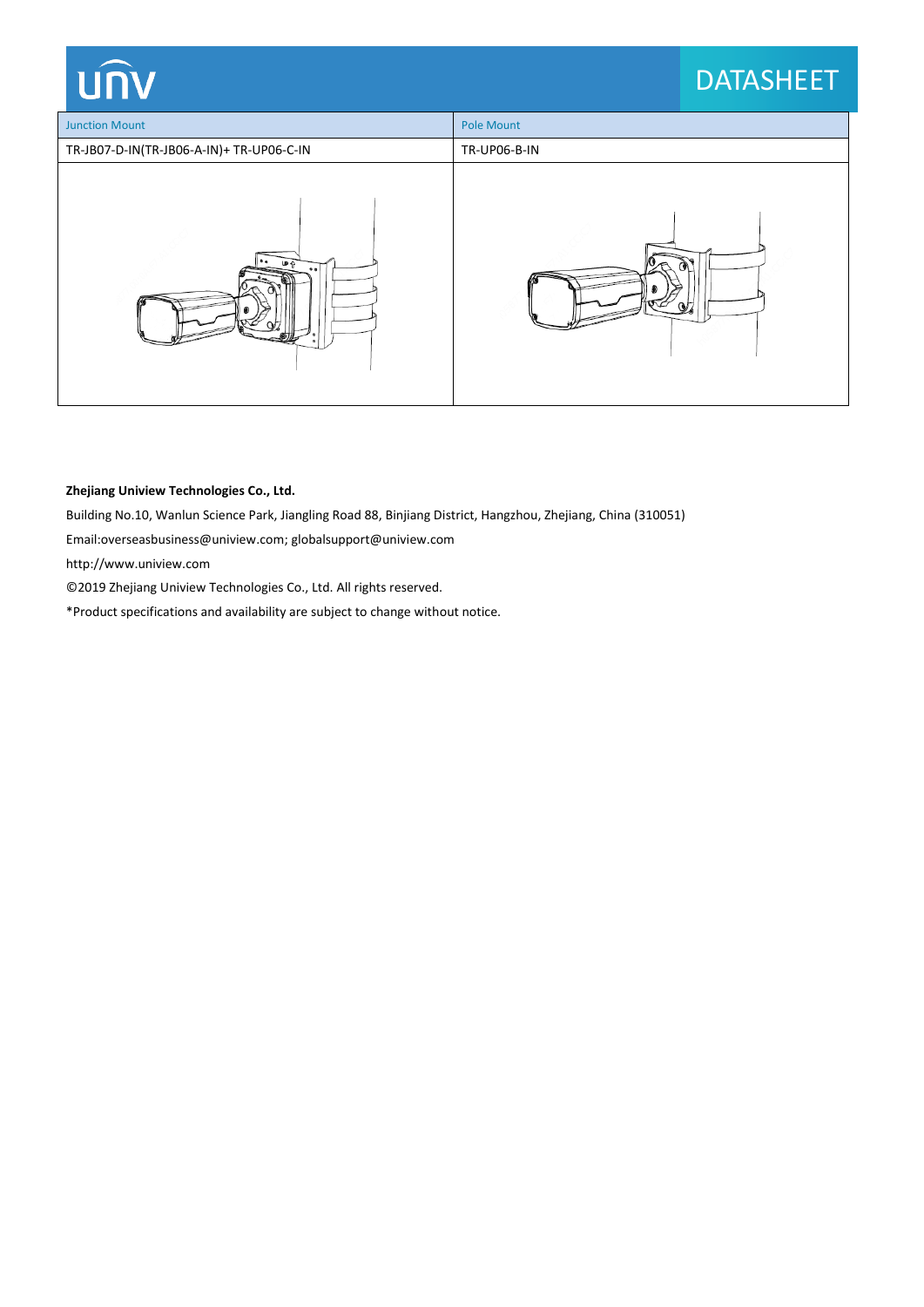| Junction Mount | Pole Mount |
| --- | --- |
| TR-JB07-D-IN(TR-JB06-A-IN)+ TR-UP06-C-IN | TR-UP06-B-IN |

**Zhejiang Uniview Technologies Co., Ltd.**

Building No.10, Wanlun Science Park, Jiangling Road 88, Binjiang District, Hangzhou, Zhejiang, China (310051)

Email:overseasbusiness@uniview.com; globalsupport@uniview.com

http://www.uniview.com

©2019 Zhejiang Uniview Technologies Co., Ltd. All rights reserved.

*Product specifications and availability are subject to change without notice.